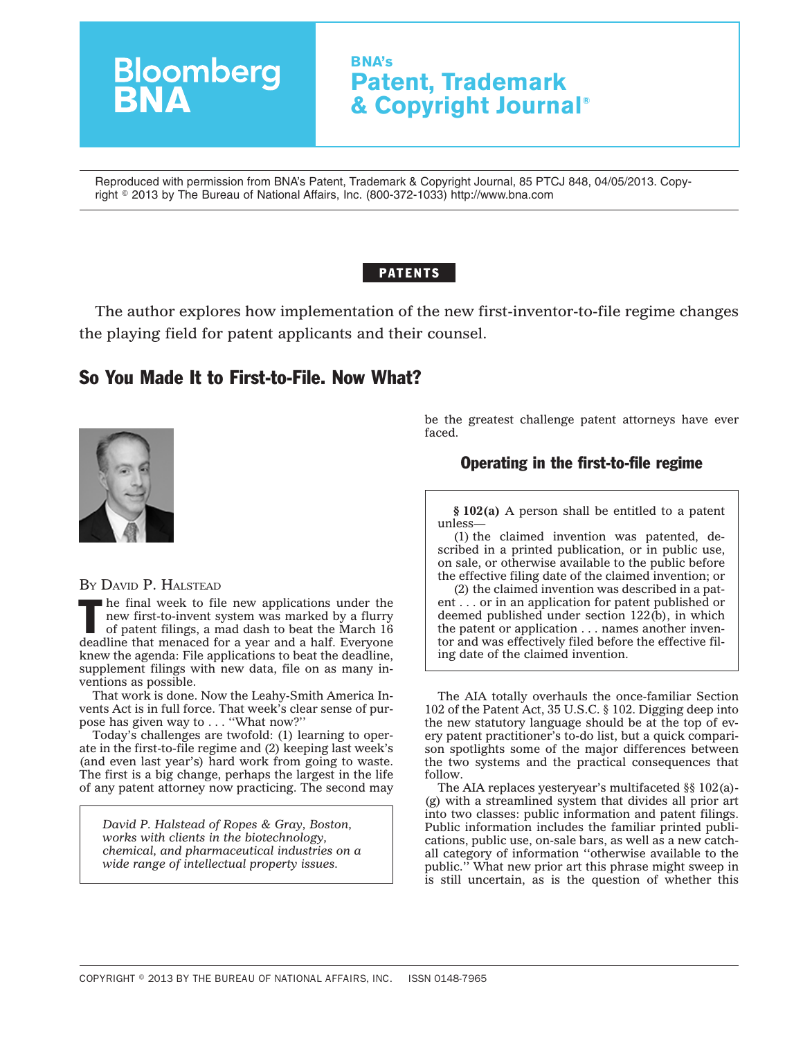Bloomberg BNA

BNA's **Patent, Trademark & Copyright Journal®**

Reproduced with permission from BNA's Patent, Trademark & Copyright Journal, 85 PTCJ 848, 04/05/2013. Copyright © 2013 by The Bureau of National Affairs, Inc. (800-372-1033) http://www.bna.com

**PATENTS**

The author explores how implementation of the new first-inventor-to-file regime changes the playing field for patent applicants and their counsel.

# So You Made It to First-to-File. Now What?

By David P. Halstead

The final week to file new applications under the new first-to-invent system was marked by a flurry of patent filings, a mad dash to beat the March 16 deadline that menaced for a year and a half. Everyone knew the agenda: File applications to beat the deadline, supplement filings with new data, file on as many inventions as possible.

That work is done. Now the Leahy-Smith America Invents Act is in full force. That week's clear sense of purpose has given way to . . . ''What now?''

Today's challenges are twofold: (1) learning to operate in the first-to-file regime and (2) keeping last week's (and even last year's) hard work from going to waste. The first is a big change, perhaps the largest in the life of any patent attorney now practicing. The second may be the greatest challenge patent attorneys have ever faced.

*David P. Halstead of Ropes & Gray, Boston, works with clients in the biotechnology, chemical, and pharmaceutical industries on a wide range of intellectual property issues.*

## Operating in the first-to-file regime

> **§ 102(a)** A person shall be entitled to a patent unless—
>
> (1) the claimed invention was patented, described in a printed publication, or in public use, on sale, or otherwise available to the public before the effective filing date of the claimed invention; or
>
> (2) the claimed invention was described in a patent . . . or in an application for patent published or deemed published under section 122(b), in which the patent or application . . . names another inventor and was effectively filed before the effective filing date of the claimed invention.

The AIA totally overhauls the once-familiar Section 102 of the Patent Act, 35 U.S.C. § 102. Digging deep into the new statutory language should be at the top of every patent practitioner's to-do list, but a quick comparison spotlights some of the major differences between the two systems and the practical consequences that follow.

The AIA replaces yesteryear's multifaceted §§ 102(a)-(g) with a streamlined system that divides all prior art into two classes: public information and patent filings. Public information includes the familiar printed publications, public use, on-sale bars, as well as a new catch-all category of information ''otherwise available to the public.'' What new prior art this phrase might sweep in is still uncertain, as is the question of whether this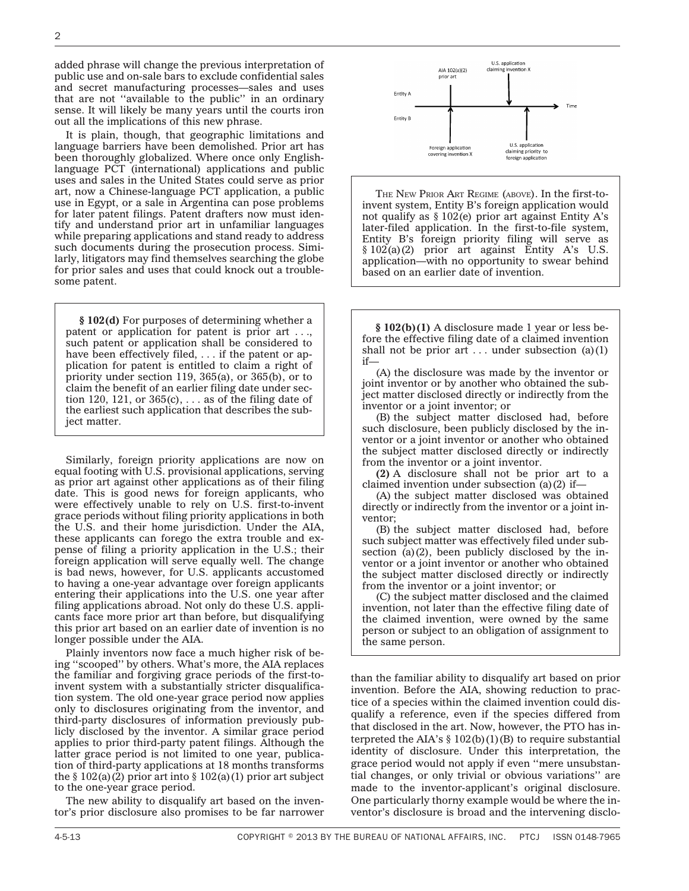added phrase will change the previous interpretation of public use and on-sale bars to exclude confidential sales and secret manufacturing processes—sales and uses that are not ''available to the public'' in an ordinary sense. It will likely be many years until the courts iron out all the implications of this new phrase.

It is plain, though, that geographic limitations and language barriers have been demolished. Prior art has been thoroughly globalized. Where once only English-language PCT (international) applications and public uses and sales in the United States could serve as prior art, now a Chinese-language PCT application, a public use in Egypt, or a sale in Argentina can pose problems for later patent filings. Patent drafters now must identify and understand prior art in unfamiliar languages while preparing applications and stand ready to address such documents during the prosecution process. Similarly, litigators may find themselves searching the globe for prior sales and uses that could knock out a troublesome patent.

> **§ 102(d)** For purposes of determining whether a patent or application for patent is prior art . . ., such patent or application shall be considered to have been effectively filed, . . . if the patent or application for patent is entitled to claim a right of priority under section 119, 365(a), or 365(b), or to claim the benefit of an earlier filing date under section 120, 121, or 365(c), . . . as of the filing date of the earliest such application that describes the subject matter.

Similarly, foreign priority applications are now on equal footing with U.S. provisional applications, serving as prior art against other applications as of their filing date. This is good news for foreign applicants, who were effectively unable to rely on U.S. first-to-invent grace periods without filing priority applications in both the U.S. and their home jurisdiction. Under the AIA, these applicants can forego the extra trouble and expense of filing a priority application in the U.S.; their foreign application will serve equally well. The change is bad news, however, for U.S. applicants accustomed to having a one-year advantage over foreign applicants entering their applications into the U.S. one year after filing applications abroad. Not only do these U.S. applicants face more prior art than before, but disqualifying this prior art based on an earlier date of invention is no longer possible under the AIA.

Plainly inventors now face a much higher risk of being ''scooped'' by others. What's more, the AIA replaces the familiar and forgiving grace periods of the first-to-invent system with a substantially stricter disqualification system. The old one-year grace period now applies only to disclosures originating from the inventor, and third-party disclosures of information previously publicly disclosed by the inventor. A similar grace period applies to prior third-party patent filings. Although the latter grace period is not limited to one year, publication of third-party applications at 18 months transforms the § 102(a)(2) prior art into § 102(a)(1) prior art subject to the one-year grace period.

The new ability to disqualify art based on the inventor's prior disclosure also promises to be far narrower than the familiar ability to disqualify art based on prior invention. Before the AIA, showing reduction to practice of a species within the claimed invention could disqualify a reference, even if the species differed from that disclosed in the art. Now, however, the PTO has interpreted the AIA's § 102(b)(1)(B) to require substantial identity of disclosure. Under this interpretation, the grace period would not apply if even ''mere unsubstantial changes, or only trivial or obvious variations'' are made to the inventor-applicant's original disclosure. One particularly thorny example would be where the inventor's disclosure is broad and the intervening disclo-

AIA 102(a)(2) prior art | U.S. application claiming invention X | Entity A | Entity B | Time | Foreign application covering invention X | U.S. application claiming priority to foreign application

THE NEW PRIOR ART REGIME (ABOVE). In the first-to-invent system, Entity B's foreign application would not qualify as § 102(e) prior art against Entity A's later-filed application. In the first-to-file system, Entity B's foreign priority filing will serve as § 102(a)(2) prior art against Entity A's U.S. application—with no opportunity to swear behind based on an earlier date of invention.

> **§ 102(b)(1)** A disclosure made 1 year or less before the effective filing date of a claimed invention shall not be prior art . . . under subsection (a)(1) if—
>
> (A) the disclosure was made by the inventor or joint inventor or by another who obtained the subject matter disclosed directly or indirectly from the inventor or a joint inventor; or
>
> (B) the subject matter disclosed had, before such disclosure, been publicly disclosed by the inventor or a joint inventor or another who obtained the subject matter disclosed directly or indirectly from the inventor or a joint inventor.
>
> **(2)** A disclosure shall not be prior art to a claimed invention under subsection (a)(2) if—
>
> (A) the subject matter disclosed was obtained directly or indirectly from the inventor or a joint inventor;
>
> (B) the subject matter disclosed had, before such subject matter was effectively filed under subsection (a)(2), been publicly disclosed by the inventor or a joint inventor or another who obtained the subject matter disclosed directly or indirectly from the inventor or a joint inventor; or
>
> (C) the subject matter disclosed and the claimed invention, not later than the effective filing date of the claimed invention, were owned by the same person or subject to an obligation of assignment to the same person.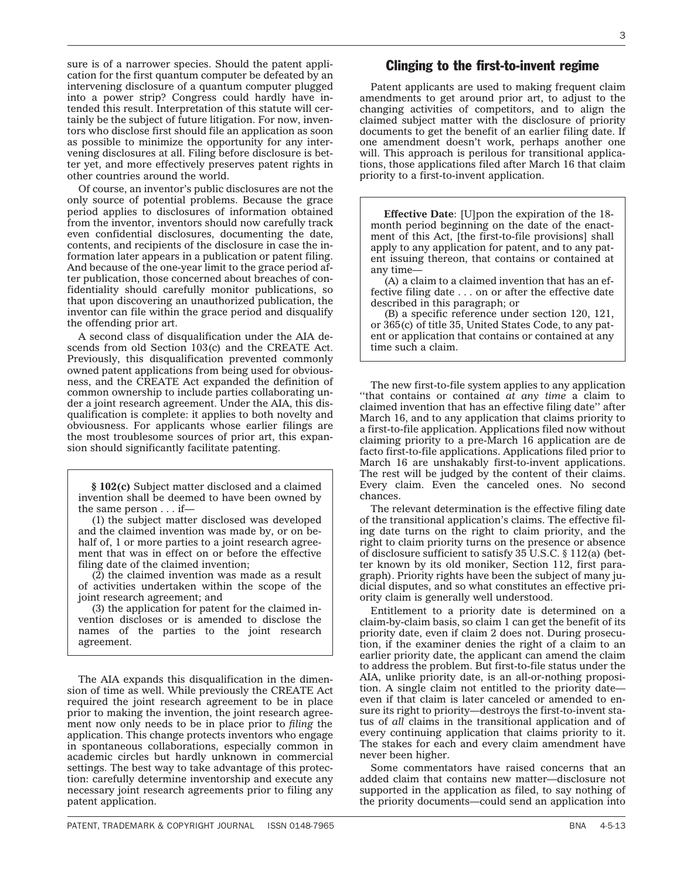sure is of a narrower species. Should the patent application for the first quantum computer be defeated by an intervening disclosure of a quantum computer plugged into a power strip? Congress could hardly have intended this result. Interpretation of this statute will certainly be the subject of future litigation. For now, inventors who disclose first should file an application as soon as possible to minimize the opportunity for any intervening disclosures at all. Filing before disclosure is better yet, and more effectively preserves patent rights in other countries around the world.

Of course, an inventor's public disclosures are not the only source of potential problems. Because the grace period applies to disclosures of information obtained from the inventor, inventors should now carefully track even confidential disclosures, documenting the date, contents, and recipients of the disclosure in case the information later appears in a publication or patent filing. And because of the one-year limit to the grace period after publication, those concerned about breaches of confidentiality should carefully monitor publications, so that upon discovering an unauthorized publication, the inventor can file within the grace period and disqualify the offending prior art.

A second class of disqualification under the AIA descends from old Section 103(c) and the CREATE Act. Previously, this disqualification prevented commonly owned patent applications from being used for obviousness, and the CREATE Act expanded the definition of common ownership to include parties collaborating under a joint research agreement. Under the AIA, this disqualification is complete: it applies to both novelty and obviousness. For applicants whose earlier filings are the most troublesome sources of prior art, this expansion should significantly facilitate patenting.

> **§ 102(c)** Subject matter disclosed and a claimed invention shall be deemed to have been owned by the same person . . . if—
>
> (1) the subject matter disclosed was developed and the claimed invention was made by, or on behalf of, 1 or more parties to a joint research agreement that was in effect on or before the effective filing date of the claimed invention;
>
> (2) the claimed invention was made as a result of activities undertaken within the scope of the joint research agreement; and
>
> (3) the application for patent for the claimed invention discloses or is amended to disclose the names of the parties to the joint research agreement.

The AIA expands this disqualification in the dimension of time as well. While previously the CREATE Act required the joint research agreement to be in place prior to making the invention, the joint research agreement now only needs to be in place prior to *filing* the application. This change protects inventors who engage in spontaneous collaborations, especially common in academic circles but hardly unknown in commercial settings. The best way to take advantage of this protection: carefully determine inventorship and execute any necessary joint research agreements prior to filing any patent application.

## Clinging to the first-to-invent regime

Patent applicants are used to making frequent claim amendments to get around prior art, to adjust to the changing activities of competitors, and to align the claimed subject matter with the disclosure of priority documents to get the benefit of an earlier filing date. If one amendment doesn't work, perhaps another one will. This approach is perilous for transitional applications, those applications filed after March 16 that claim priority to a first-to-invent application.

> **Effective Date**: [U]pon the expiration of the 18-month period beginning on the date of the enactment of this Act, [the first-to-file provisions] shall apply to any application for patent, and to any patent issuing thereon, that contains or contained at any time—
>
> (A) a claim to a claimed invention that has an effective filing date . . . on or after the effective date described in this paragraph; or
>
> (B) a specific reference under section 120, 121, or 365(c) of title 35, United States Code, to any patent or application that contains or contained at any time such a claim.

The new first-to-file system applies to any application ''that contains or contained *at any time* a claim to claimed invention that has an effective filing date'' after March 16, and to any application that claims priority to a first-to-file application. Applications filed now without claiming priority to a pre-March 16 application are de facto first-to-file applications. Applications filed prior to March 16 are unshakably first-to-invent applications. The rest will be judged by the content of their claims. Every claim. Even the canceled ones. No second chances.

The relevant determination is the effective filing date of the transitional application's claims. The effective filing date turns on the right to claim priority, and the right to claim priority turns on the presence or absence of disclosure sufficient to satisfy 35 U.S.C. § 112(a) (better known by its old moniker, Section 112, first paragraph). Priority rights have been the subject of many judicial disputes, and so what constitutes an effective priority claim is generally well understood.

Entitlement to a priority date is determined on a claim-by-claim basis, so claim 1 can get the benefit of its priority date, even if claim 2 does not. During prosecution, if the examiner denies the right of a claim to an earlier priority date, the applicant can amend the claim to address the problem. But first-to-file status under the AIA, unlike priority date, is an all-or-nothing proposition. A single claim not entitled to the priority date—even if that claim is later canceled or amended to ensure its right to priority—destroys the first-to-invent status of *all* claims in the transitional application and of every continuing application that claims priority to it. The stakes for each and every claim amendment have never been higher.

Some commentators have raised concerns that an added claim that contains new matter—disclosure not supported in the application as filed, to say nothing of the priority documents—could send an application into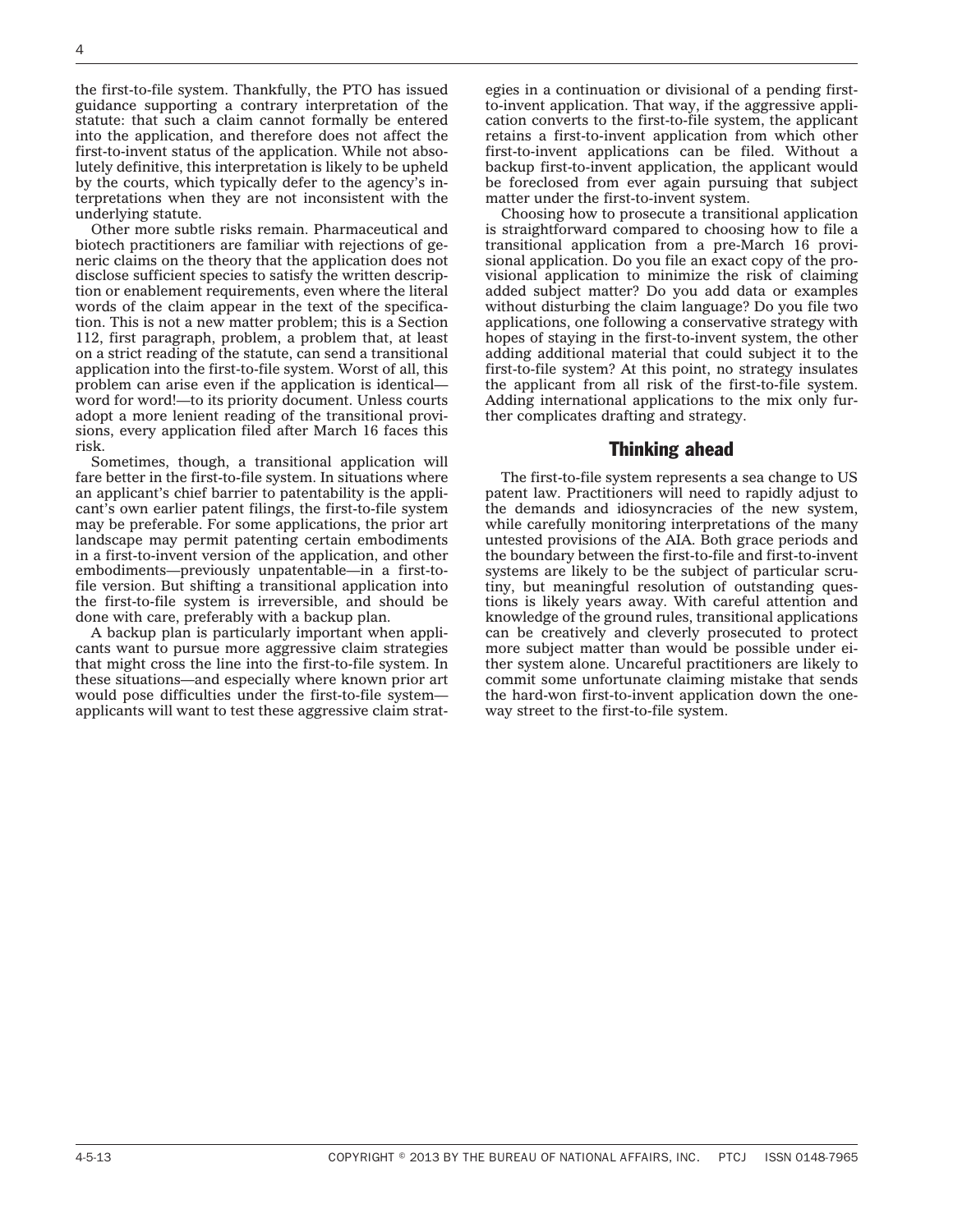the first-to-file system. Thankfully, the PTO has issued guidance supporting a contrary interpretation of the statute: that such a claim cannot formally be entered into the application, and therefore does not affect the first-to-invent status of the application. While not absolutely definitive, this interpretation is likely to be upheld by the courts, which typically defer to the agency's interpretations when they are not inconsistent with the underlying statute.

Other more subtle risks remain. Pharmaceutical and biotech practitioners are familiar with rejections of generic claims on the theory that the application does not disclose sufficient species to satisfy the written description or enablement requirements, even where the literal words of the claim appear in the text of the specification. This is not a new matter problem; this is a Section 112, first paragraph, problem, a problem that, at least on a strict reading of the statute, can send a transitional application into the first-to-file system. Worst of all, this problem can arise even if the application is identical—word for word!—to its priority document. Unless courts adopt a more lenient reading of the transitional provisions, every application filed after March 16 faces this risk.

Sometimes, though, a transitional application will fare better in the first-to-file system. In situations where an applicant's chief barrier to patentability is the applicant's own earlier patent filings, the first-to-file system may be preferable. For some applications, the prior art landscape may permit patenting certain embodiments in a first-to-invent version of the application, and other embodiments—previously unpatentable—in a first-to-file version. But shifting a transitional application into the first-to-file system is irreversible, and should be done with care, preferably with a backup plan.

A backup plan is particularly important when applicants want to pursue more aggressive claim strategies that might cross the line into the first-to-file system. In these situations—and especially where known prior art would pose difficulties under the first-to-file system—applicants will want to test these aggressive claim strategies in a continuation or divisional of a pending first-to-invent application. That way, if the aggressive application converts to the first-to-file system, the applicant retains a first-to-invent application from which other first-to-invent applications can be filed. Without a backup first-to-invent application, the applicant would be foreclosed from ever again pursuing that subject matter under the first-to-invent system.

Choosing how to prosecute a transitional application is straightforward compared to choosing how to file a transitional application from a pre-March 16 provisional application. Do you file an exact copy of the provisional application to minimize the risk of claiming added subject matter? Do you add data or examples without disturbing the claim language? Do you file two applications, one following a conservative strategy with hopes of staying in the first-to-invent system, the other adding additional material that could subject it to the first-to-file system? At this point, no strategy insulates the applicant from all risk of the first-to-file system. Adding international applications to the mix only further complicates drafting and strategy.

## Thinking ahead

The first-to-file system represents a sea change to US patent law. Practitioners will need to rapidly adjust to the demands and idiosyncracies of the new system, while carefully monitoring interpretations of the many untested provisions of the AIA. Both grace periods and the boundary between the first-to-file and first-to-invent systems are likely to be the subject of particular scrutiny, but meaningful resolution of outstanding questions is likely years away. With careful attention and knowledge of the ground rules, transitional applications can be creatively and cleverly prosecuted to protect more subject matter than would be possible under either system alone. Uncareful practitioners are likely to commit some unfortunate claiming mistake that sends the hard-won first-to-invent application down the one-way street to the first-to-file system.